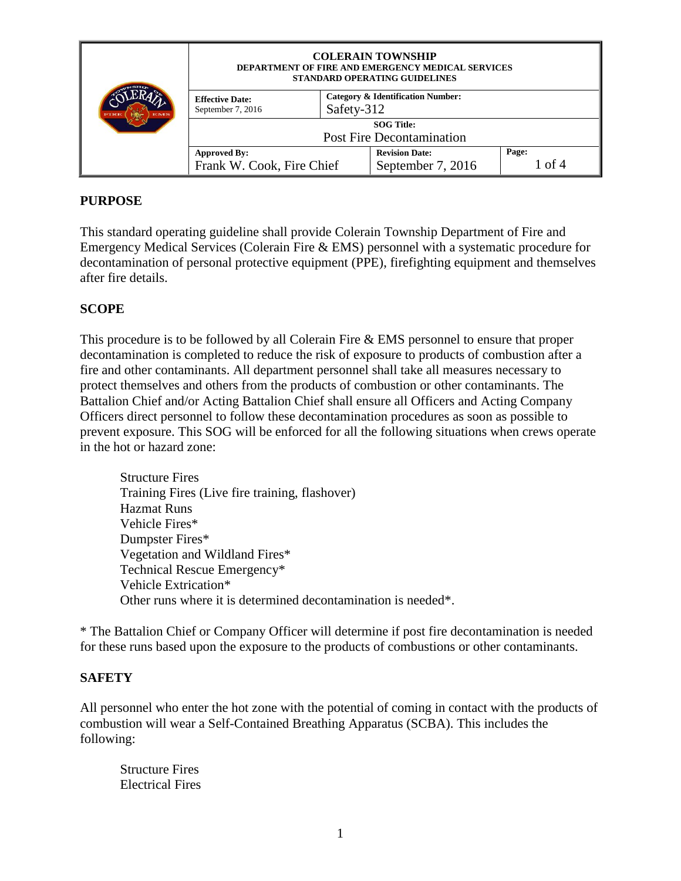| | COLERAIN TOWNSHIP<br>DEPARTMENT OF FIRE AND EMERGENCY MEDICAL SERVICES<br>STANDARD OPERATING GUIDELINES | | |
|---|---|---|---|
| | **Effective Date:**<br>September 7, 2016 | **Category & Identification Number:**<br>Safety-312 | |
| | **SOG Title:**<br>Post Fire Decontamination | | |
| | **Approved By:**<br>Frank W. Cook, Fire Chief | **Revision Date:**<br>September 7, 2016 | **Page:**<br>1 of 4 |

## PURPOSE

This standard operating guideline shall provide Colerain Township Department of Fire and Emergency Medical Services (Colerain Fire & EMS) personnel with a systematic procedure for decontamination of personal protective equipment (PPE), firefighting equipment and themselves after fire details.

## SCOPE

This procedure is to be followed by all Colerain Fire & EMS personnel to ensure that proper decontamination is completed to reduce the risk of exposure to products of combustion after a fire and other contaminants. All department personnel shall take all measures necessary to protect themselves and others from the products of combustion or other contaminants. The Battalion Chief and/or Acting Battalion Chief shall ensure all Officers and Acting Company Officers direct personnel to follow these decontamination procedures as soon as possible to prevent exposure. This SOG will be enforced for all the following situations when crews operate in the hot or hazard zone:

Structure Fires
Training Fires (Live fire training, flashover)
Hazmat Runs
Vehicle Fires*
Dumpster Fires*
Vegetation and Wildland Fires*
Technical Rescue Emergency*
Vehicle Extrication*
Other runs where it is determined decontamination is needed*.

* The Battalion Chief or Company Officer will determine if post fire decontamination is needed for these runs based upon the exposure to the products of combustions or other contaminants.

## SAFETY

All personnel who enter the hot zone with the potential of coming in contact with the products of combustion will wear a Self-Contained Breathing Apparatus (SCBA). This includes the following:

Structure Fires
Electrical Fires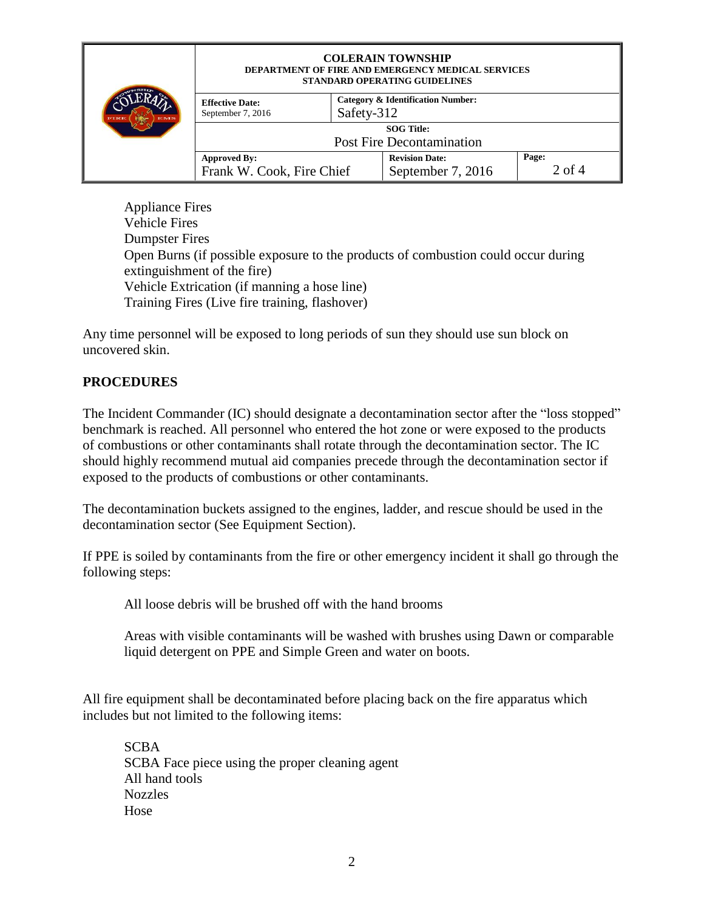Appliance Fires
Vehicle Fires
Dumpster Fires
Open Burns (if possible exposure to the products of combustion could occur during extinguishment of the fire)
Vehicle Extrication (if manning a hose line)
Training Fires (Live fire training, flashover)

Any time personnel will be exposed to long periods of sun they should use sun block on uncovered skin.

## PROCEDURES

The Incident Commander (IC) should designate a decontamination sector after the "loss stopped" benchmark is reached. All personnel who entered the hot zone or were exposed to the products of combustions or other contaminants shall rotate through the decontamination sector. The IC should highly recommend mutual aid companies precede through the decontamination sector if exposed to the products of combustions or other contaminants.

The decontamination buckets assigned to the engines, ladder, and rescue should be used in the decontamination sector (See Equipment Section).

If PPE is soiled by contaminants from the fire or other emergency incident it shall go through the following steps:

All loose debris will be brushed off with the hand brooms

Areas with visible contaminants will be washed with brushes using Dawn or comparable liquid detergent on PPE and Simple Green and water on boots.

All fire equipment shall be decontaminated before placing back on the fire apparatus which includes but not limited to the following items:

SCBA
SCBA Face piece using the proper cleaning agent
All hand tools
Nozzles
Hose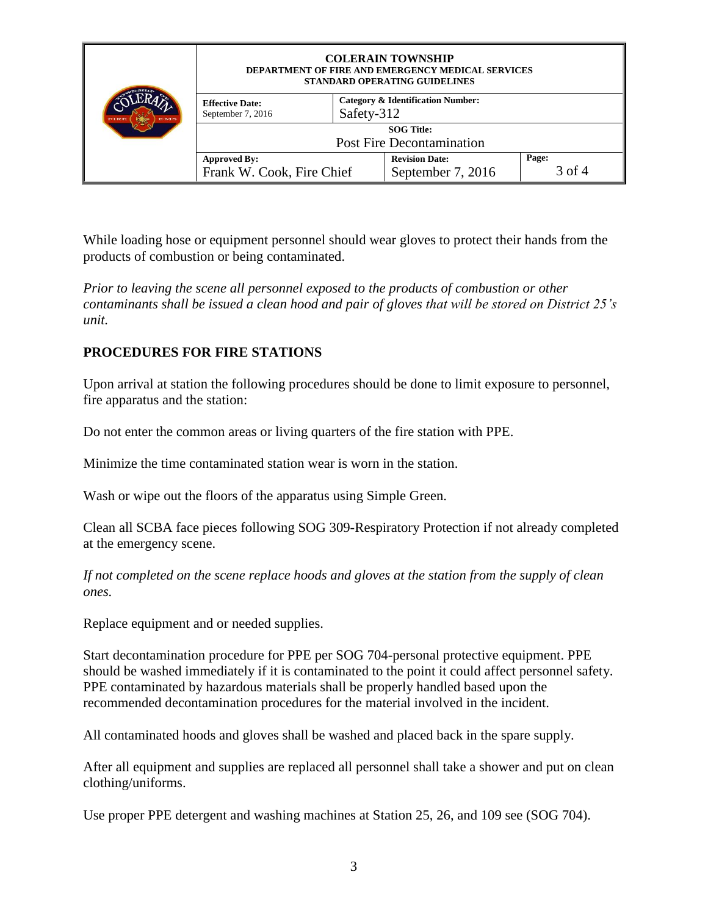While loading hose or equipment personnel should wear gloves to protect their hands from the products of combustion or being contaminated.

*Prior to leaving the scene all personnel exposed to the products of combustion or other contaminants shall be issued a clean hood and pair of gloves that will be stored on District 25's unit.*

## PROCEDURES FOR FIRE STATIONS

Upon arrival at station the following procedures should be done to limit exposure to personnel, fire apparatus and the station:

Do not enter the common areas or living quarters of the fire station with PPE.

Minimize the time contaminated station wear is worn in the station.

Wash or wipe out the floors of the apparatus using Simple Green.

Clean all SCBA face pieces following SOG 309-Respiratory Protection if not already completed at the emergency scene.

*If not completed on the scene replace hoods and gloves at the station from the supply of clean ones.*

Replace equipment and or needed supplies.

Start decontamination procedure for PPE per SOG 704-personal protective equipment. PPE should be washed immediately if it is contaminated to the point it could affect personnel safety. PPE contaminated by hazardous materials shall be properly handled based upon the recommended decontamination procedures for the material involved in the incident.

All contaminated hoods and gloves shall be washed and placed back in the spare supply.

After all equipment and supplies are replaced all personnel shall take a shower and put on clean clothing/uniforms.

Use proper PPE detergent and washing machines at Station 25, 26, and 109 see (SOG 704).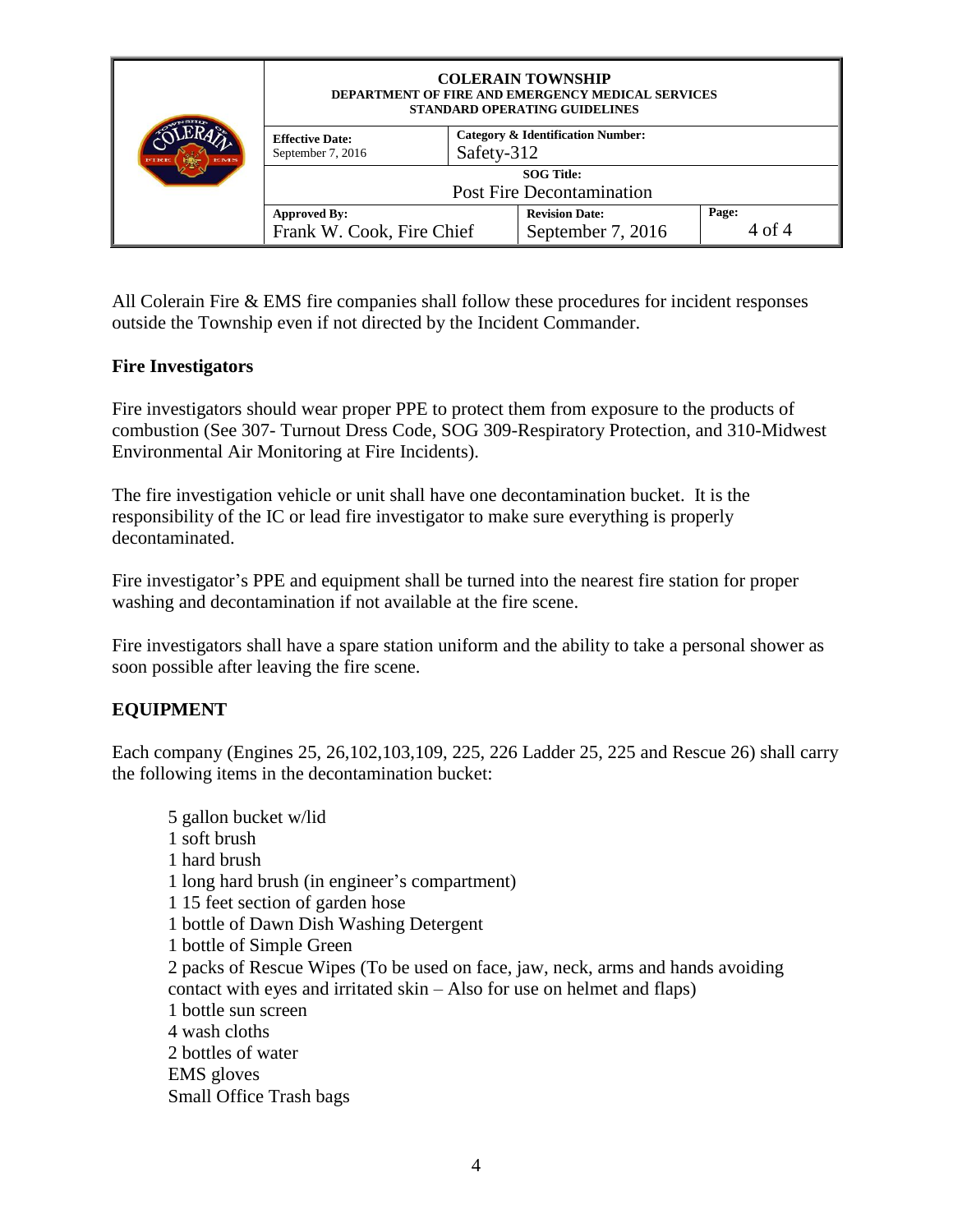All Colerain Fire & EMS fire companies shall follow these procedures for incident responses outside the Township even if not directed by the Incident Commander.

**Fire Investigators**

Fire investigators should wear proper PPE to protect them from exposure to the products of combustion (See 307- Turnout Dress Code, SOG 309-Respiratory Protection, and 310-Midwest Environmental Air Monitoring at Fire Incidents).

The fire investigation vehicle or unit shall have one decontamination bucket. It is the responsibility of the IC or lead fire investigator to make sure everything is properly decontaminated.

Fire investigator's PPE and equipment shall be turned into the nearest fire station for proper washing and decontamination if not available at the fire scene.

Fire investigators shall have a spare station uniform and the ability to take a personal shower as soon possible after leaving the fire scene.

**EQUIPMENT**

Each company (Engines 25, 26,102,103,109, 225, 226 Ladder 25, 225 and Rescue 26) shall carry the following items in the decontamination bucket:

5 gallon bucket w/lid  
1 soft brush  
1 hard brush  
1 long hard brush (in engineer's compartment)  
1 15 feet section of garden hose  
1 bottle of Dawn Dish Washing Detergent  
1 bottle of Simple Green  
2 packs of Rescue Wipes (To be used on face, jaw, neck, arms and hands avoiding contact with eyes and irritated skin – Also for use on helmet and flaps)  
1 bottle sun screen  
4 wash cloths  
2 bottles of water  
EMS gloves  
Small Office Trash bags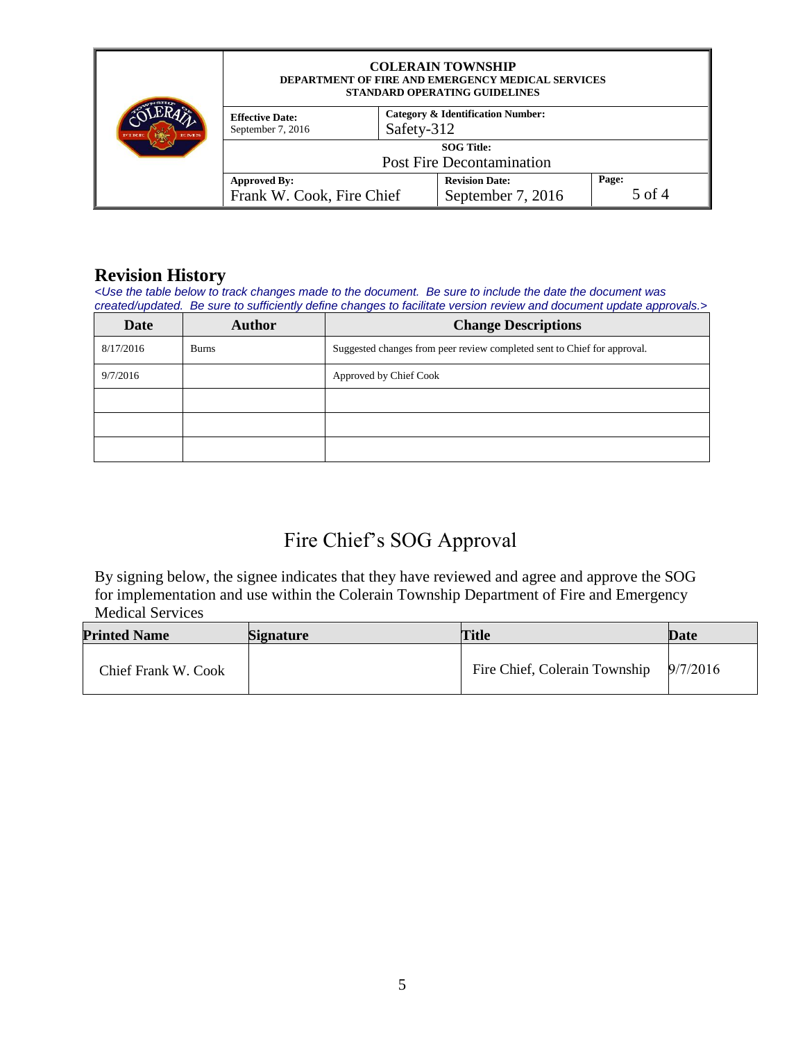## Revision History

*<Use the table below to track changes made to the document. Be sure to include the date the document was created/updated. Be sure to sufficiently define changes to facilitate version review and document update approvals.>*

| Date | Author | Change Descriptions |
|---|---|---|
| 8/17/2016 | Burns | Suggested changes from peer review completed sent to Chief for approval. |
| 9/7/2016 | | Approved by Chief Cook |
| | | |
| | | |
| | | |

# Fire Chief's SOG Approval

By signing below, the signee indicates that they have reviewed and agree and approve the SOG for implementation and use within the Colerain Township Department of Fire and Emergency Medical Services

| Printed Name | Signature | Title | Date |
|---|---|---|---|
| Chief Frank W. Cook | | Fire Chief, Colerain Township | 9/7/2016 |